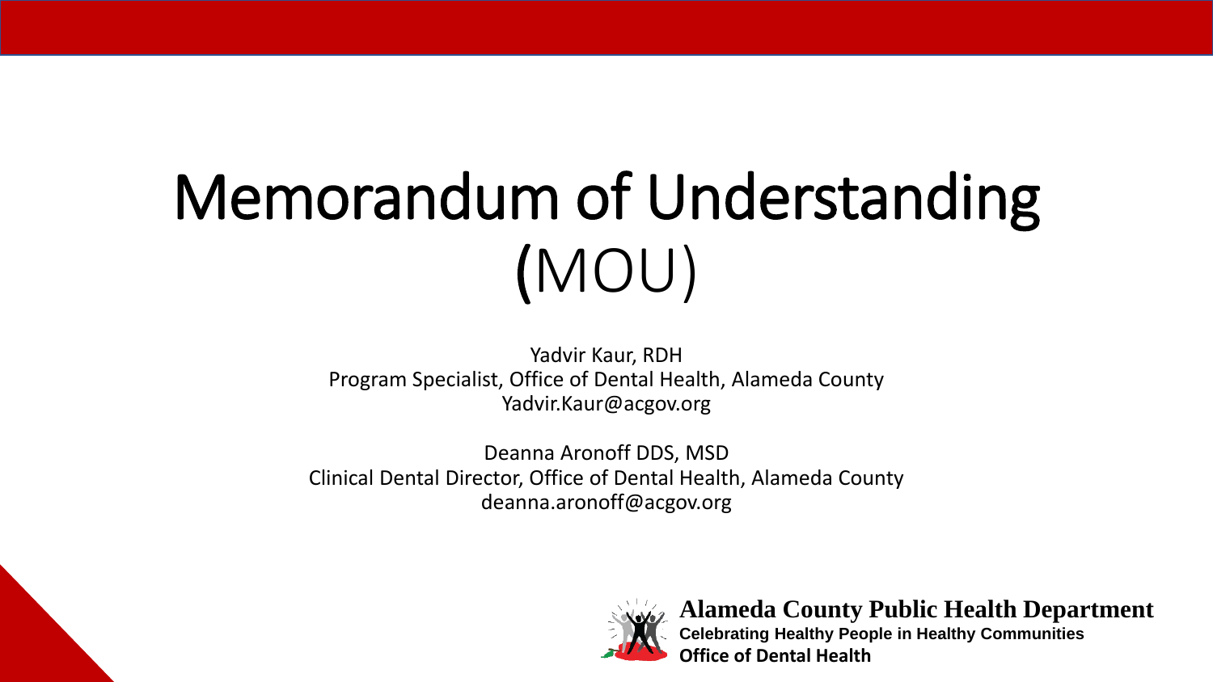# Memorandum of Understanding (MOU)

Yadvir Kaur, RDH
Program Specialist, Office of Dental Health, Alameda County
Yadvir.Kaur@acgov.org

Deanna Aronoff DDS, MSD
Clinical Dental Director, Office of Dental Health, Alameda County
deanna.aronoff@acgov.org

**Alameda County Public Health Department**
**Celebrating Healthy People in Healthy Communities**
**Office of Dental Health**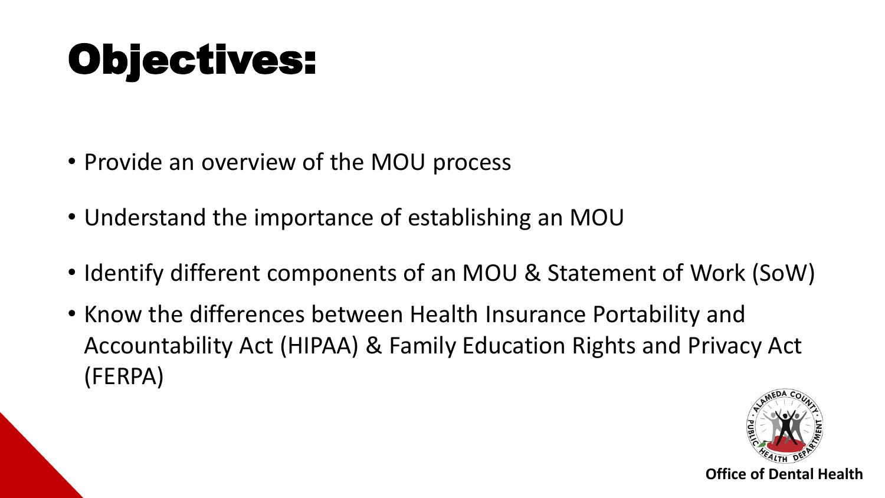# Objectives:

- Provide an overview of the MOU process
- Understand the importance of establishing an MOU
- Identify different components of an MOU & Statement of Work (SoW)
- Know the differences between Health Insurance Portability and Accountability Act (HIPAA) & Family Education Rights and Privacy Act (FERPA)

**Office of Dental Health**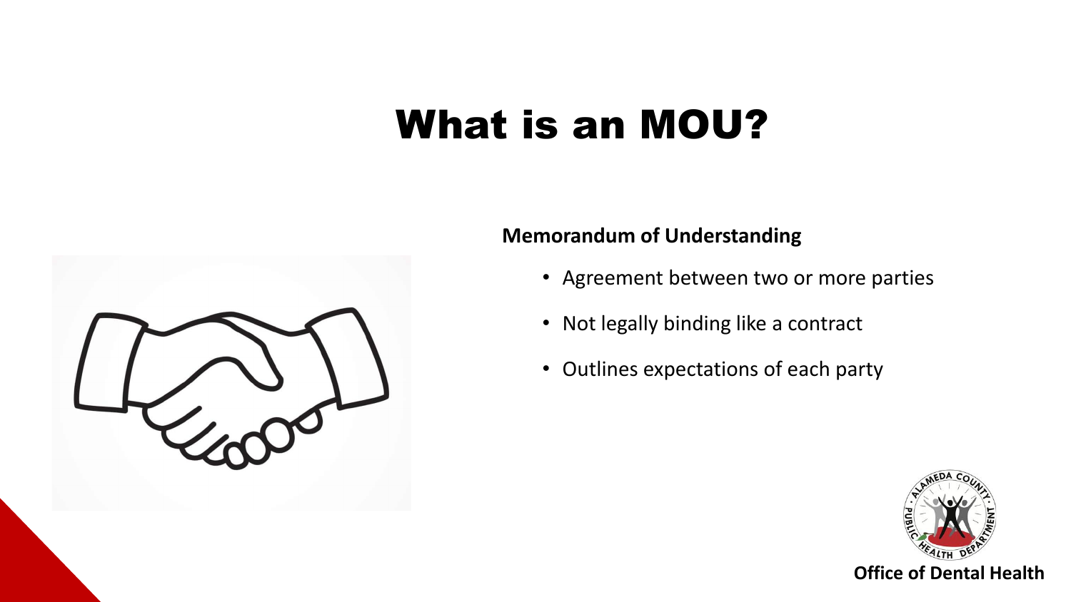# What is an MOU?

**Memorandum of Understanding**

- Agreement between two or more parties
- Not legally binding like a contract
- Outlines expectations of each party

**Office of Dental Health**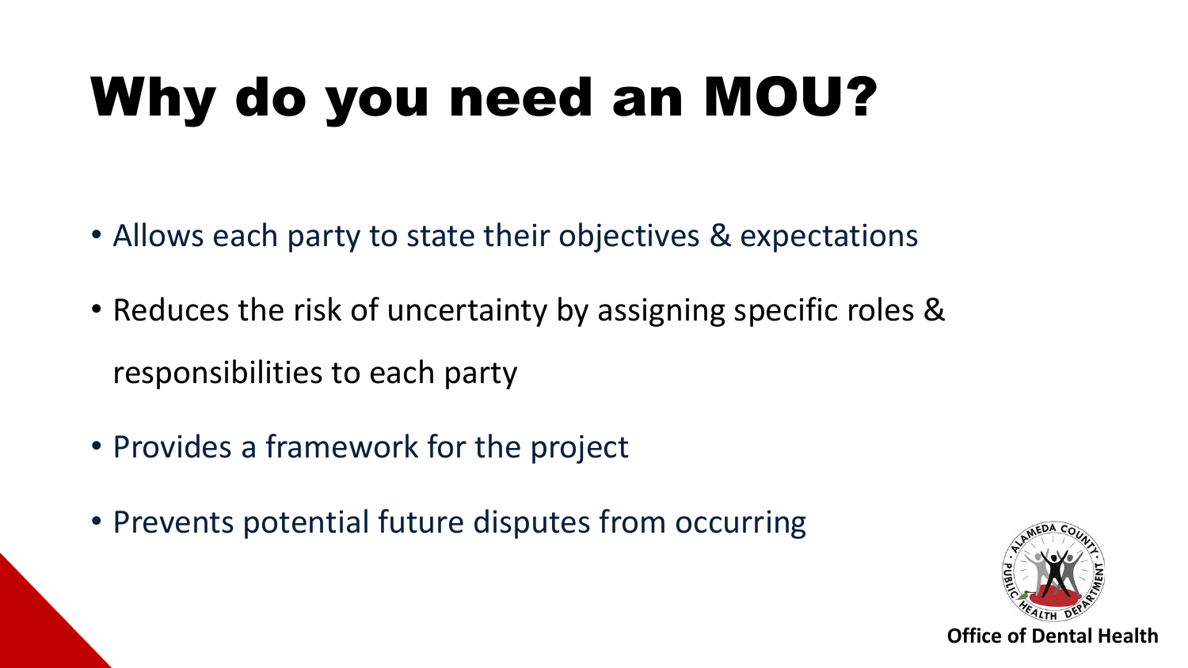# Why do you need an MOU?

- Allows each party to state their objectives & expectations
- Reduces the risk of uncertainty by assigning specific roles & responsibilities to each party
- Provides a framework for the project
- Prevents potential future disputes from occurring

Office of Dental Health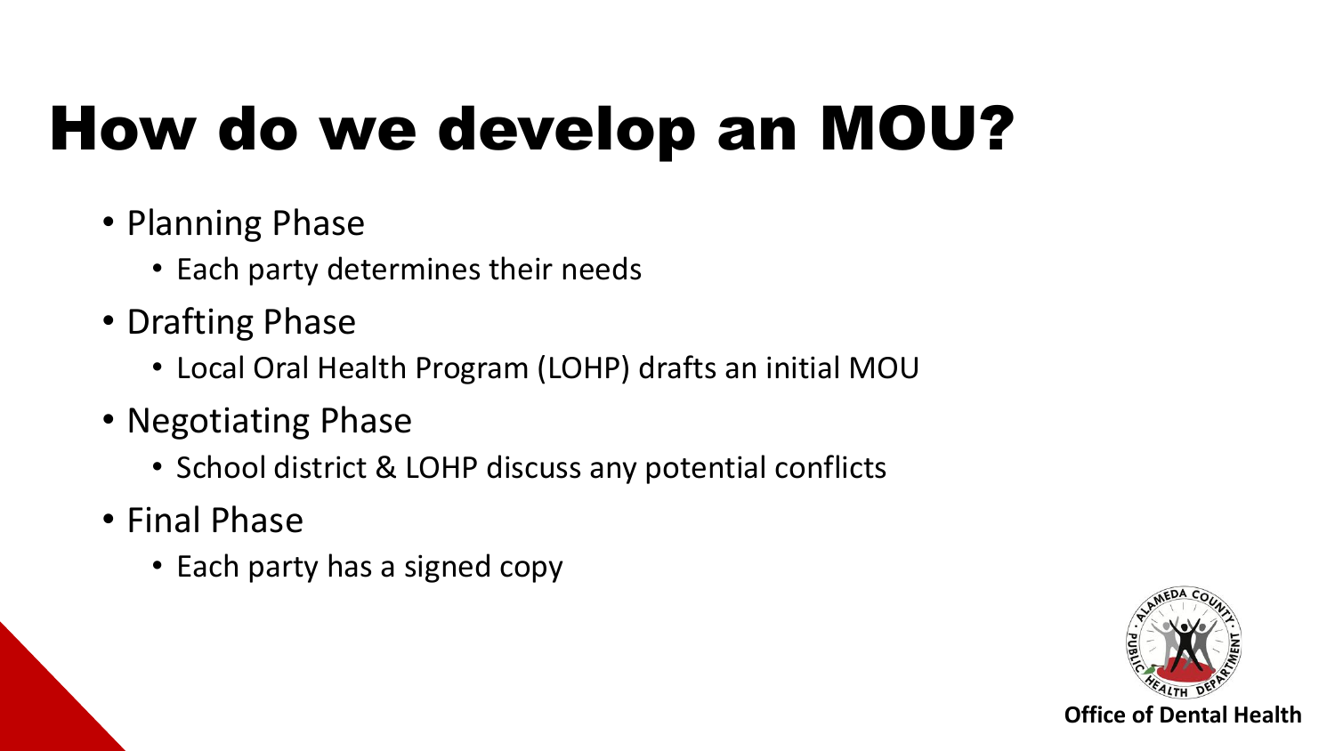# How do we develop an MOU?

- Planning Phase
  - Each party determines their needs
- Drafting Phase
  - Local Oral Health Program (LOHP) drafts an initial MOU
- Negotiating Phase
  - School district & LOHP discuss any potential conflicts
- Final Phase
  - Each party has a signed copy

**Office of Dental Health**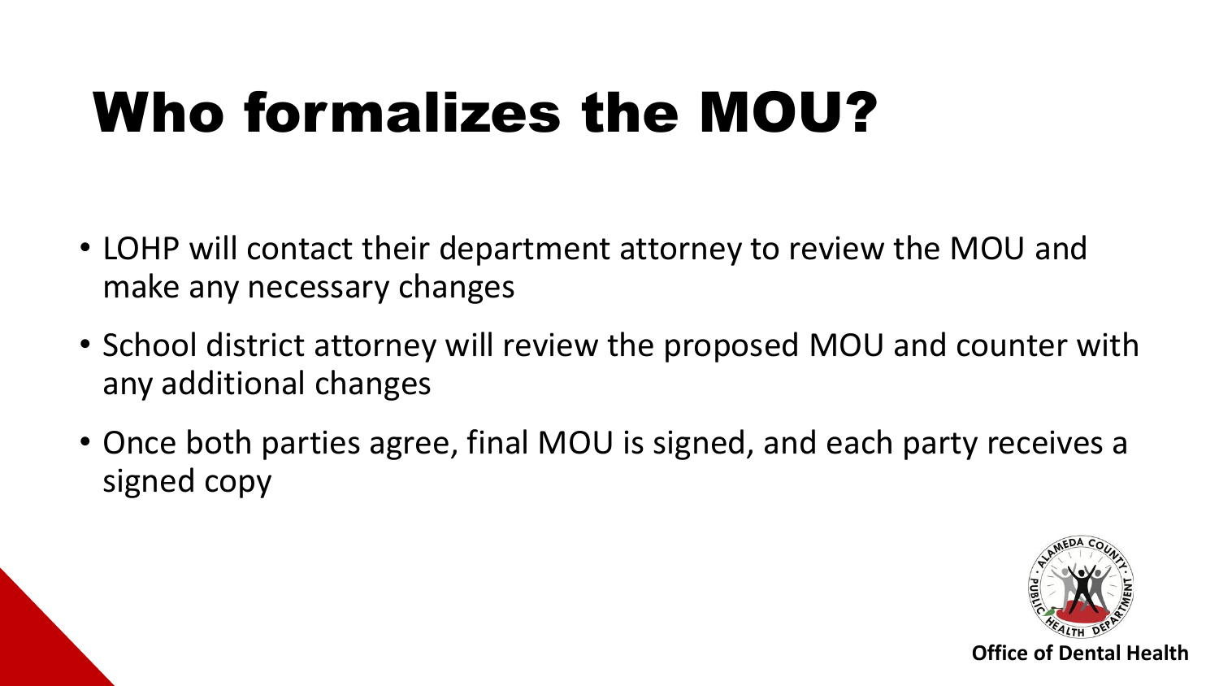# Who formalizes the MOU?

- LOHP will contact their department attorney to review the MOU and make any necessary changes
- School district attorney will review the proposed MOU and counter with any additional changes
- Once both parties agree, final MOU is signed, and each party receives a signed copy

**Office of Dental Health**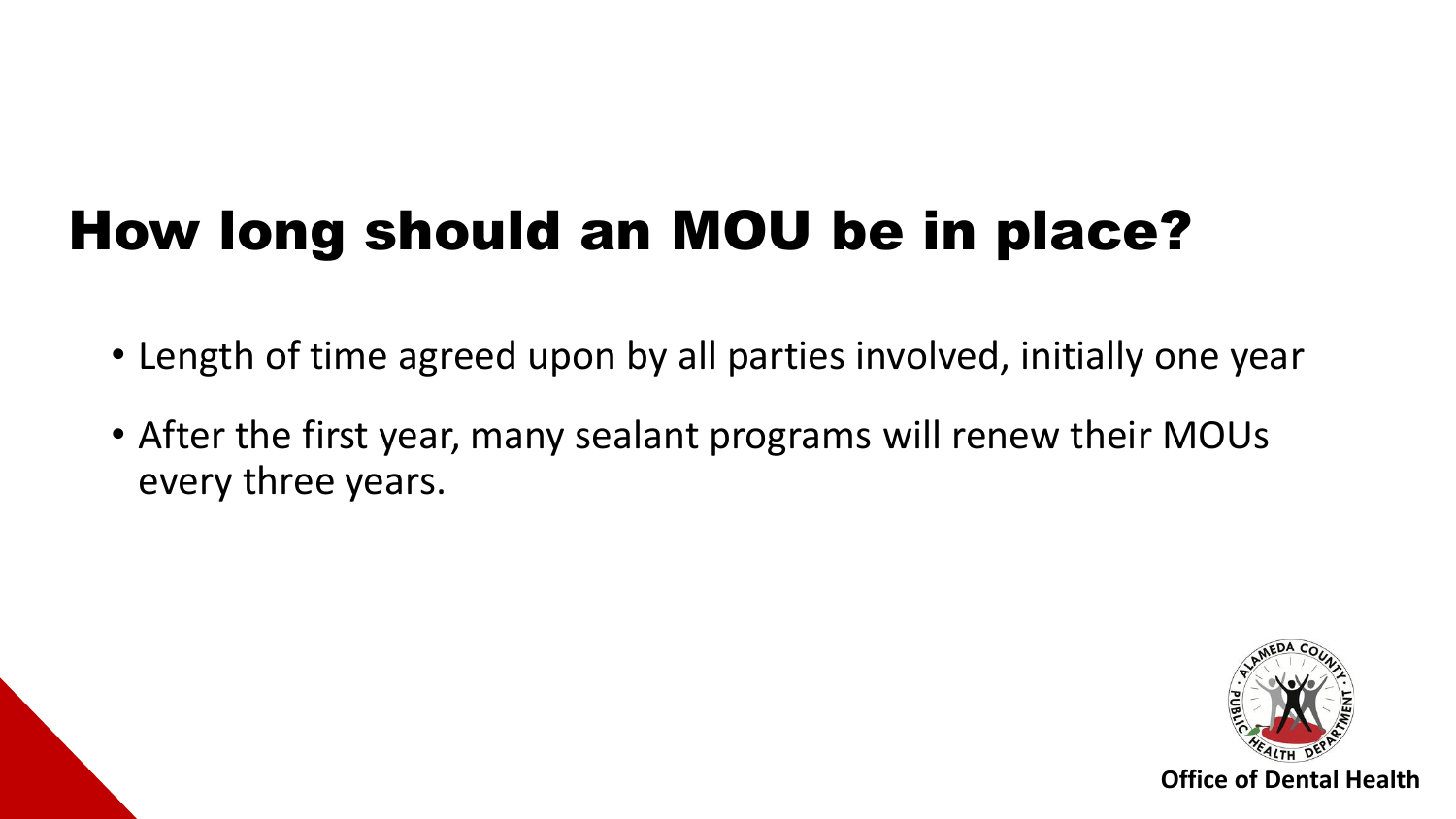# How long should an MOU be in place?

- Length of time agreed upon by all parties involved, initially one year
- After the first year, many sealant programs will renew their MOUs every three years.

**Office of Dental Health**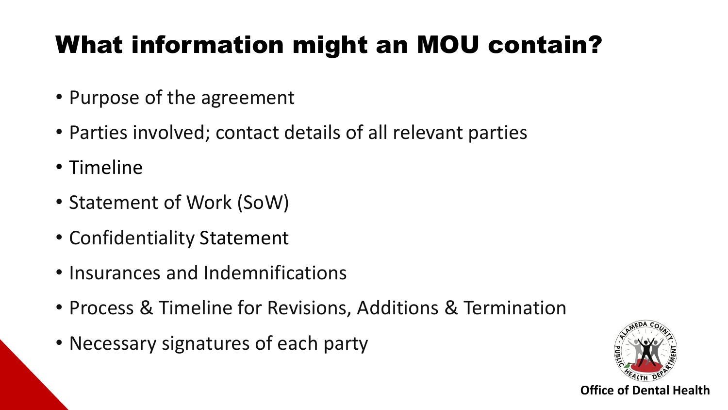# What information might an MOU contain?

- Purpose of the agreement
- Parties involved; contact details of all relevant parties
- Timeline
- Statement of Work (SoW)
- Confidentiality Statement
- Insurances and Indemnifications
- Process & Timeline for Revisions, Additions & Termination
- Necessary signatures of each party

**Office of Dental Health**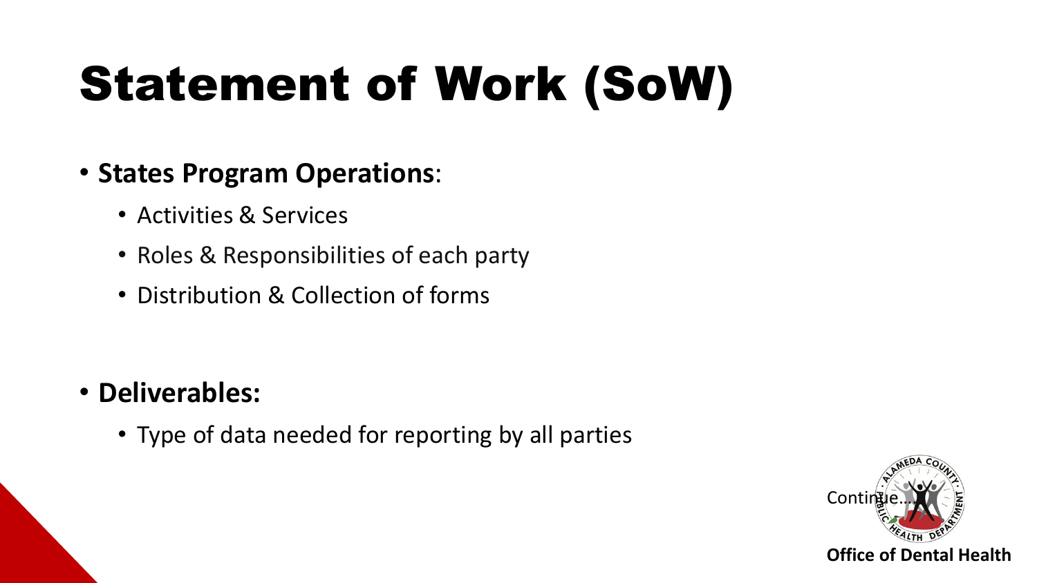# Statement of Work (SoW)

- **States Program Operations**:
  - Activities & Services
  - Roles & Responsibilities of each party
  - Distribution & Collection of forms

- **Deliverables:**
  - Type of data needed for reporting by all parties

Continue….

**Office of Dental Health**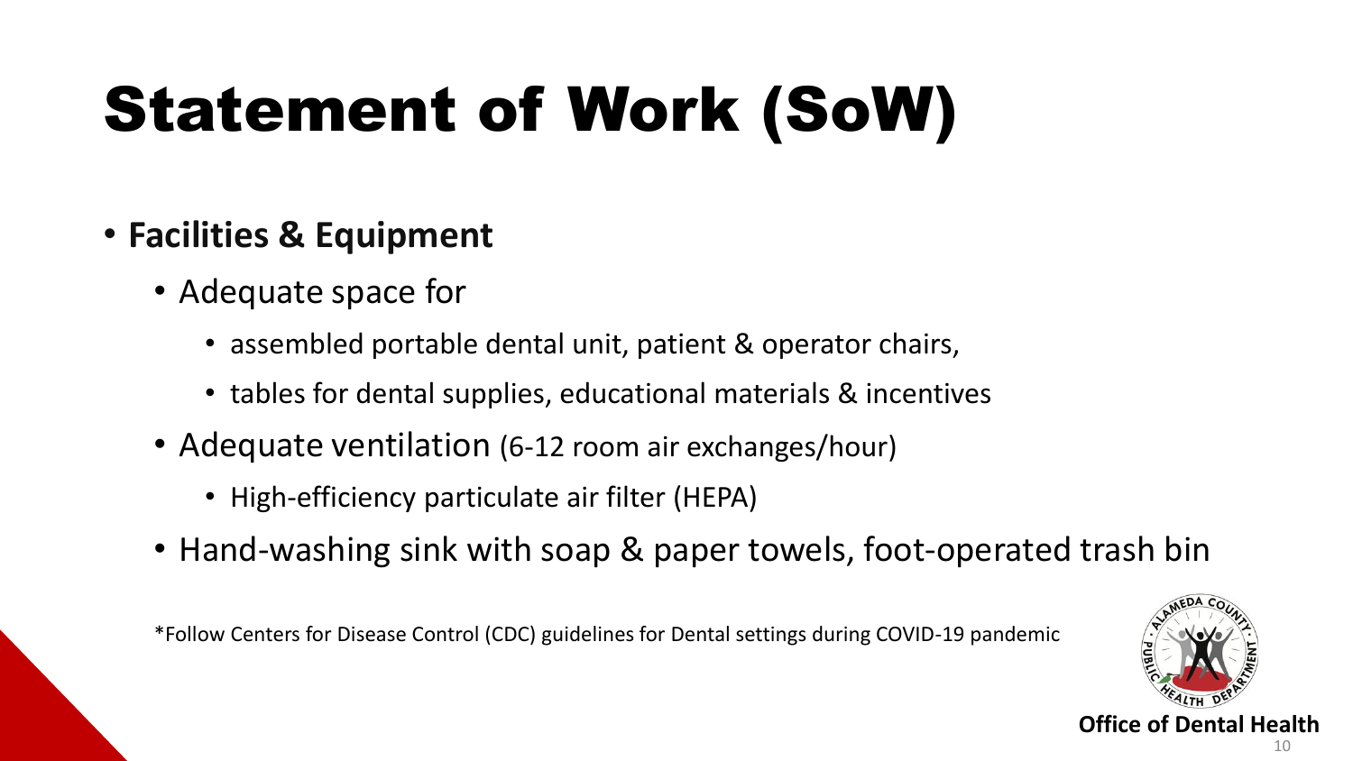# Statement of Work (SoW)

- **Facilities & Equipment**
  - Adequate space for
    - assembled portable dental unit, patient & operator chairs,
    - tables for dental supplies, educational materials & incentives
  - Adequate ventilation (6-12 room air exchanges/hour)
    - High-efficiency particulate air filter (HEPA)
  - Hand-washing sink with soap & paper towels, foot-operated trash bin

*Follow Centers for Disease Control (CDC) guidelines for Dental settings during COVID-19 pandemic

**Office of Dental Health**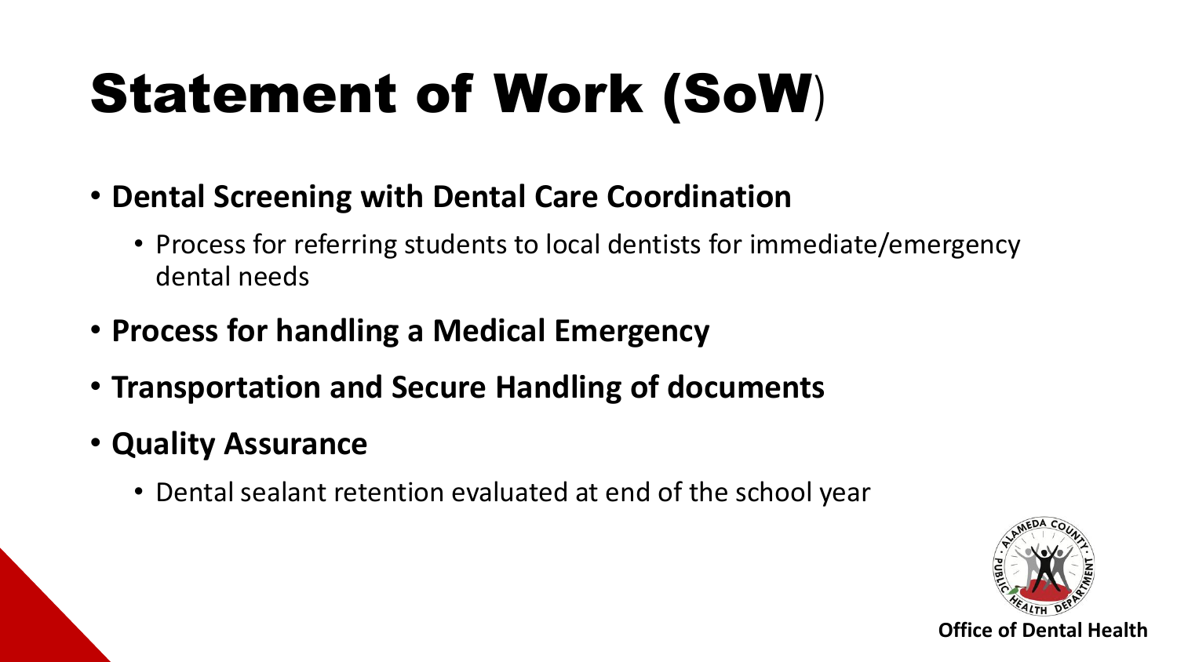# Statement of Work (SoW)

- **Dental Screening with Dental Care Coordination**
  - Process for referring students to local dentists for immediate/emergency dental needs
- **Process for handling a Medical Emergency**
- **Transportation and Secure Handling of documents**
- **Quality Assurance**
  - Dental sealant retention evaluated at end of the school year

**Office of Dental Health**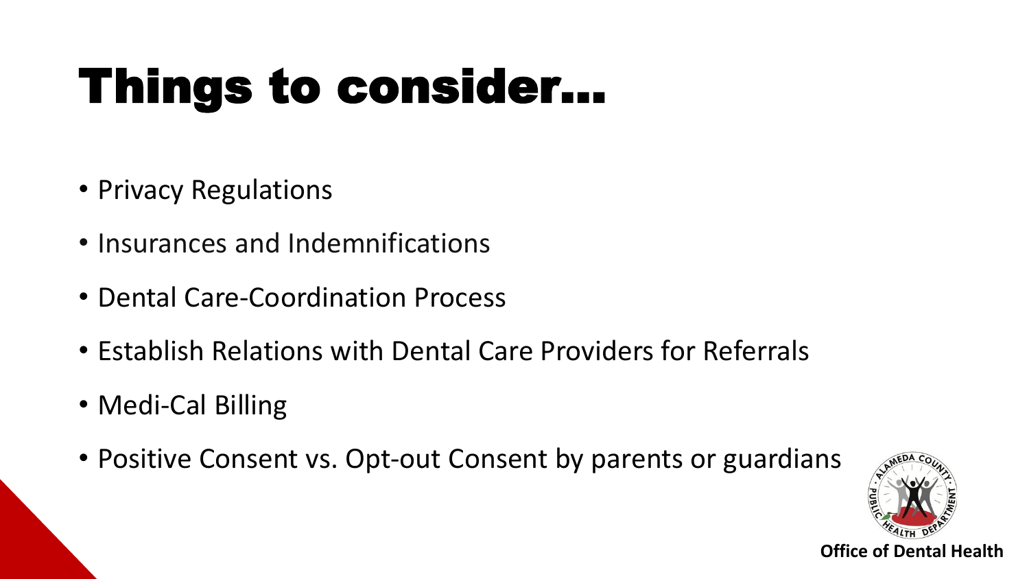# Things to consider…

- Privacy Regulations
- Insurances and Indemnifications
- Dental Care-Coordination Process
- Establish Relations with Dental Care Providers for Referrals
- Medi-Cal Billing
- Positive Consent vs. Opt-out Consent by parents or guardians

**Office of Dental Health**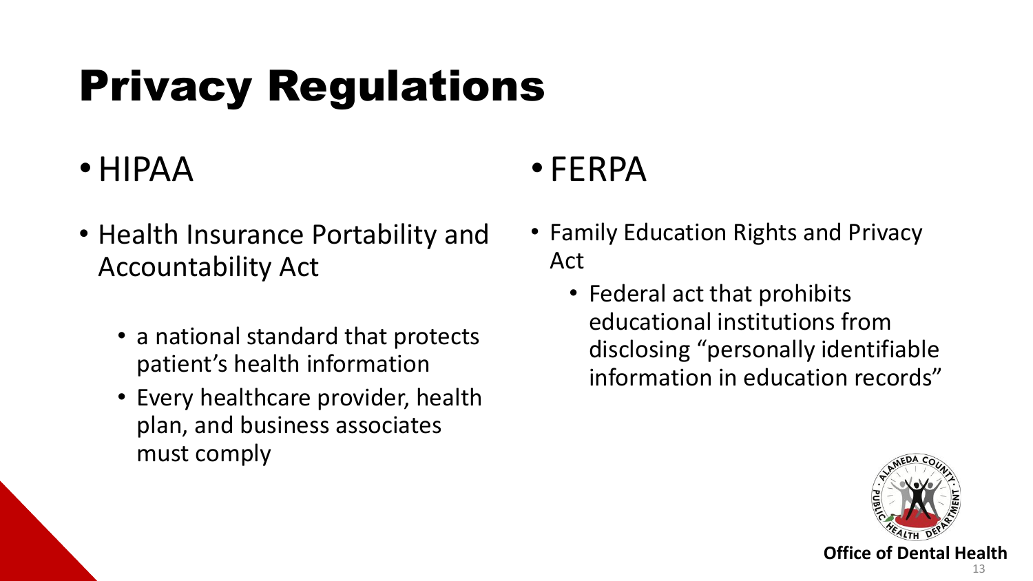# Privacy Regulations

- HIPAA
- Health Insurance Portability and Accountability Act
  - a national standard that protects patient's health information
  - Every healthcare provider, health plan, and business associates must comply

- FERPA
- Family Education Rights and Privacy Act
  - Federal act that prohibits educational institutions from disclosing "personally identifiable information in education records"

**Office of Dental Health**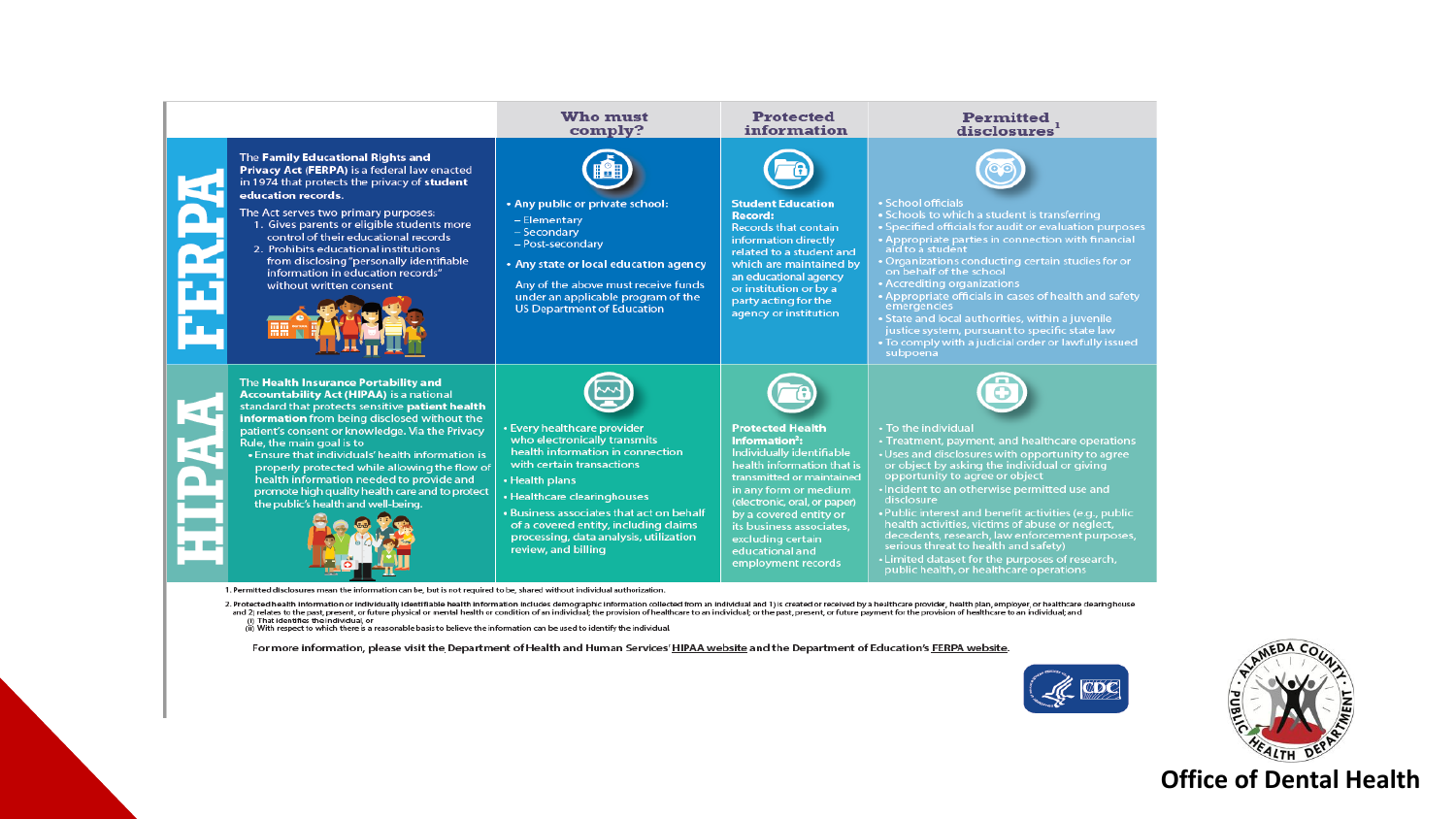| | Who must comply? | Protected information | Permitted disclosures[1] |
|---|---|---|---|
| **FERPA** <br><br> The **Family Educational Rights and Privacy Act (FERPA)** is a federal law enacted in 1974 that protects the privacy of **student education records.** <br><br> The Act serves two primary purposes: <br> 1. Gives parents or eligible students more control of their educational records <br> 2. Prohibits educational institutions from disclosing "personally identifiable information in education records" without written consent | • Any public or private school: <br> – Elementary <br> – Secondary <br> – Post-secondary <br> • Any state or local education agency <br><br> Any of the above must receive funds under an applicable program of the US Department of Education | **Student Education Record:** <br> Records that contain information directly related to a student and which are maintained by an educational agency or institution or by a party acting for the agency or institution | • School officials <br> • Schools to which a student is transferring <br> • Specified officials for audit or evaluation purposes <br> • Appropriate parties in connection with financial aid to a student <br> • Organizations conducting certain studies for or on behalf of the school <br> • Accrediting organizations <br> • Appropriate officials in cases of health and safety emergencies <br> • State and local authorities, within a juvenile justice system, pursuant to specific state law <br> • To comply with a judicial order or lawfully issued subpoena |
| **HIPAA** <br><br> The **Health Insurance Portability and Accountability Act (HIPAA)** is a national standard that protects sensitive **patient health information** from being disclosed without the patient's consent or knowledge. Via the Privacy Rule, the main goal is to <br> • Ensure that individuals' health information is properly protected while allowing the flow of health information needed to provide and promote high quality health care and to protect the public's health and well-being. | • Every healthcare provider who electronically transmits health information in connection with certain transactions <br> • Health plans <br> • Healthcare clearinghouses <br> • Business associates that act on behalf of a covered entity, including claims processing, data analysis, utilization review, and billing | **Protected Health Information[2]:** <br> Individually identifiable health information that is transmitted or maintained in any form or medium (electronic, oral, or paper) by a covered entity or its business associates, excluding certain educational and employment records | • To the individual <br> • Treatment, payment, and healthcare operations <br> • Uses and disclosures with opportunity to agree or object by asking the individual or giving opportunity to agree or object <br> • Incident to an otherwise permitted use and disclosure <br> • Public interest and benefit activities (e.g., public health activities, victims of abuse or neglect, decedents, research, law enforcement purposes, serious threat to health and safety) <br> • Limited dataset for the purposes of research, public health, or healthcare operations |

1. Permitted disclosures mean the information can be, but is not required to be, shared without individual authorization.

2. Protected health information or individually identifiable health information includes demographic information collected from an individual and 1) is created or received by a healthcare provider, health plan, employer, or healthcare clearinghouse and 2) relates to the past, present, or future physical or mental health or condition of an individual; the provision of healthcare to an individual; or the past, present, or future payment for the provision of healthcare to an individual; and
   (i) That identifies the individual; or
   (ii) With respect to which there is a reasonable basis to believe the information can be used to identify the individual.

For more information, please visit the Department of Health and Human Services' HIPAA website and the Department of Education's FERPA website.

**Office of Dental Health**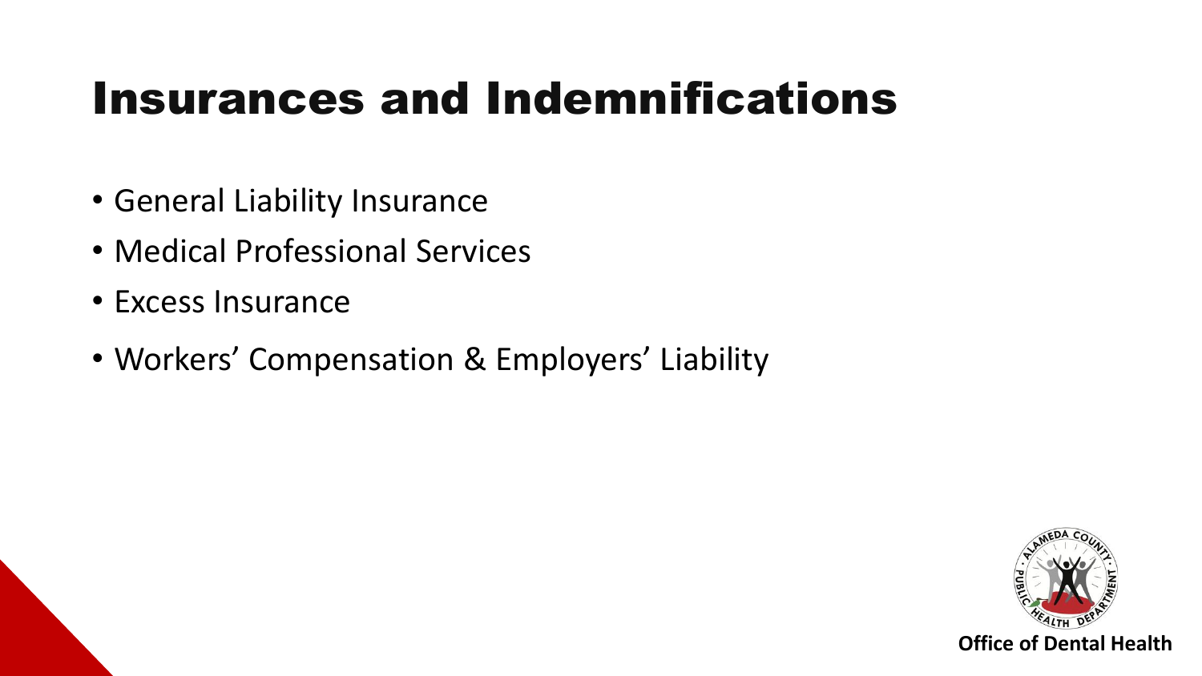# Insurances and Indemnifications

- General Liability Insurance
- Medical Professional Services
- Excess Insurance
- Workers' Compensation & Employers' Liability

**Office of Dental Health**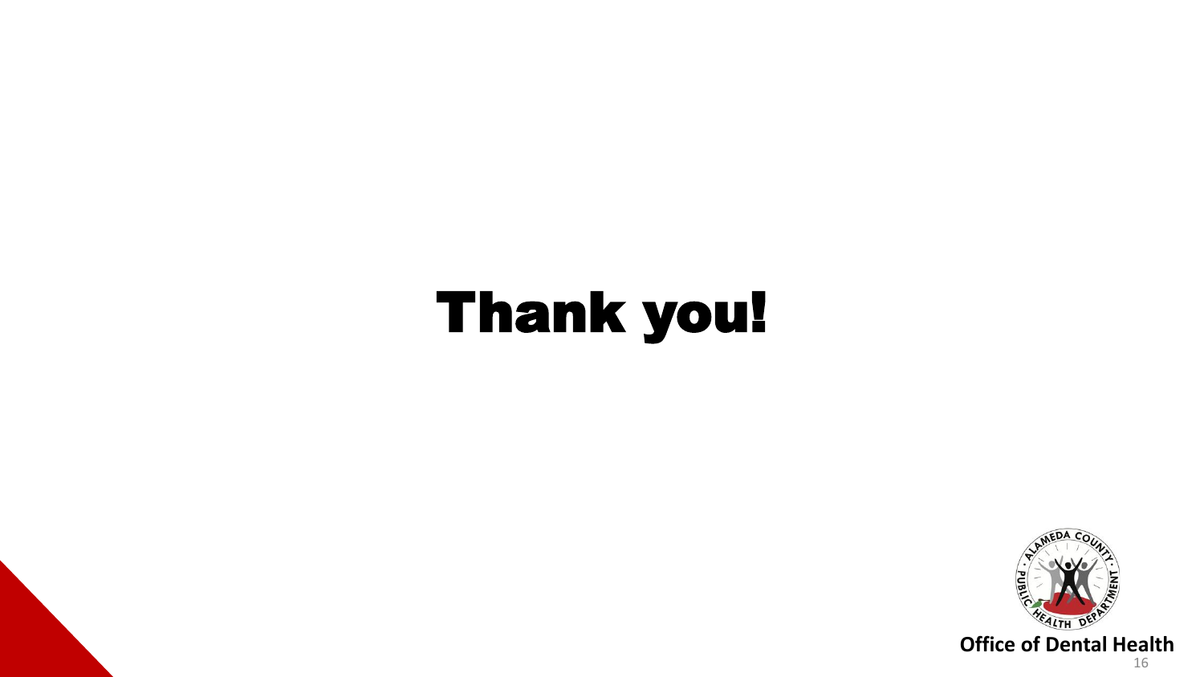# Thank you!

**Office of Dental Health**